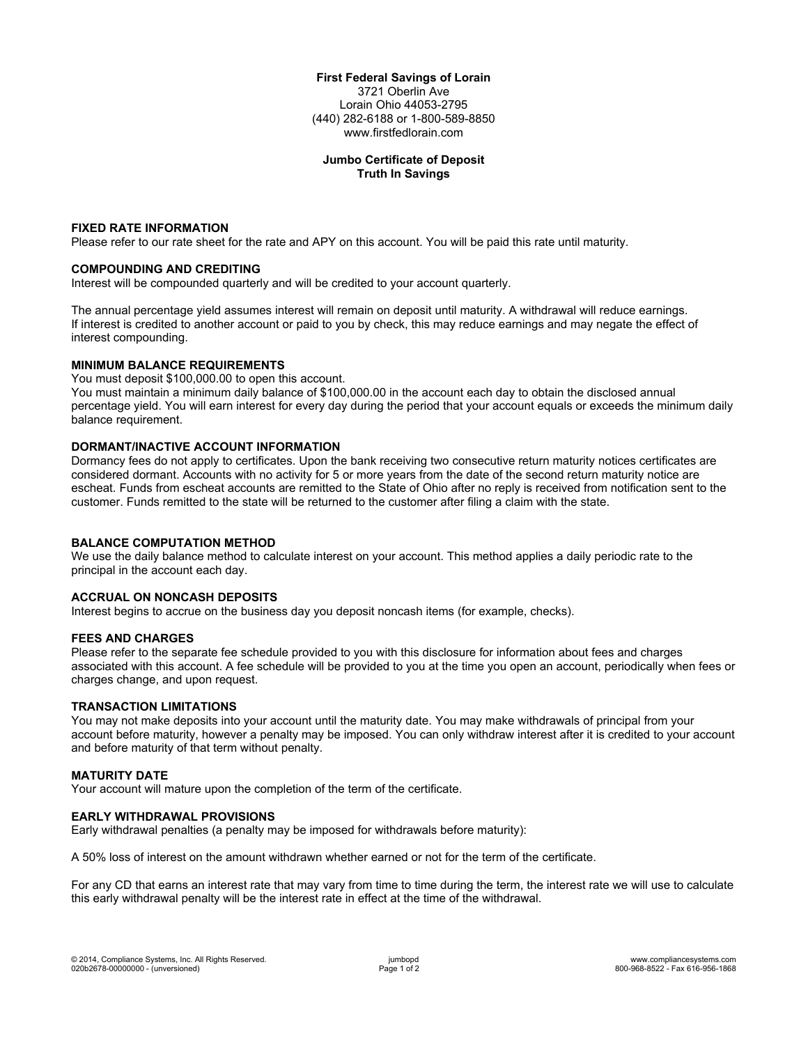**First Federal Savings of Lorain**
3721 Oberlin Ave
Lorain Ohio 44053-2795
(440) 282-6188 or 1-800-589-8850
www.firstfedlorain.com

# Jumbo Certificate of Deposit
## Truth In Savings

### FIXED RATE INFORMATION

Please refer to our rate sheet for the rate and APY on this account. You will be paid this rate until maturity.

### COMPOUNDING AND CREDITING

Interest will be compounded quarterly and will be credited to your account quarterly.

The annual percentage yield assumes interest will remain on deposit until maturity. A withdrawal will reduce earnings. If interest is credited to another account or paid to you by check, this may reduce earnings and may negate the effect of interest compounding.

### MINIMUM BALANCE REQUIREMENTS

You must deposit $100,000.00 to open this account.
You must maintain a minimum daily balance of $100,000.00 in the account each day to obtain the disclosed annual percentage yield. You will earn interest for every day during the period that your account equals or exceeds the minimum daily balance requirement.

### DORMANT/INACTIVE ACCOUNT INFORMATION

Dormancy fees do not apply to certificates. Upon the bank receiving two consecutive return maturity notices certificates are considered dormant. Accounts with no activity for 5 or more years from the date of the second return maturity notice are escheat. Funds from escheat accounts are remitted to the State of Ohio after no reply is received from notification sent to the customer. Funds remitted to the state will be returned to the customer after filing a claim with the state.

### BALANCE COMPUTATION METHOD

We use the daily balance method to calculate interest on your account. This method applies a daily periodic rate to the principal in the account each day.

### ACCRUAL ON NONCASH DEPOSITS

Interest begins to accrue on the business day you deposit noncash items (for example, checks).

### FEES AND CHARGES

Please refer to the separate fee schedule provided to you with this disclosure for information about fees and charges associated with this account. A fee schedule will be provided to you at the time you open an account, periodically when fees or charges change, and upon request.

### TRANSACTION LIMITATIONS

You may not make deposits into your account until the maturity date. You may make withdrawals of principal from your account before maturity, however a penalty may be imposed. You can only withdraw interest after it is credited to your account and before maturity of that term without penalty.

### MATURITY DATE

Your account will mature upon the completion of the term of the certificate.

### EARLY WITHDRAWAL PROVISIONS

Early withdrawal penalties (a penalty may be imposed for withdrawals before maturity):

A 50% loss of interest on the amount withdrawn whether earned or not for the term of the certificate.

For any CD that earns an interest rate that may vary from time to time during the term, the interest rate we will use to calculate this early withdrawal penalty will be the interest rate in effect at the time of the withdrawal.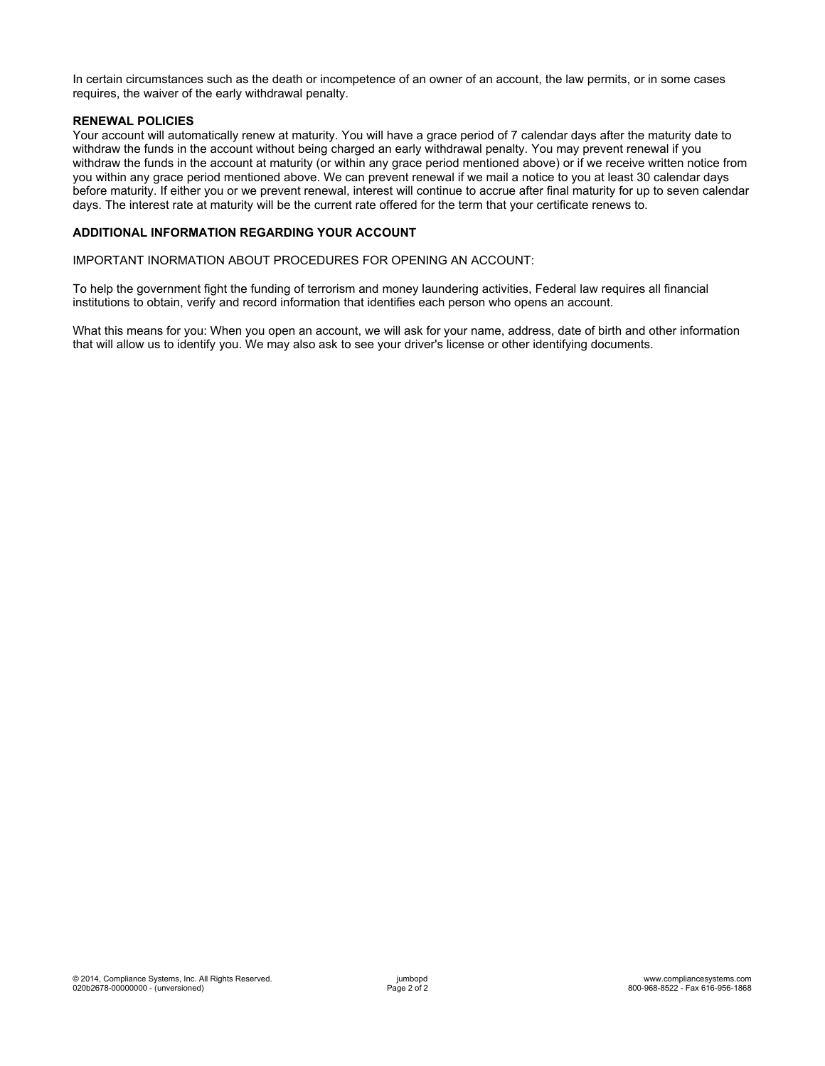In certain circumstances such as the death or incompetence of an owner of an account, the law permits, or in some cases requires, the waiver of the early withdrawal penalty.

**RENEWAL POLICIES**

Your account will automatically renew at maturity. You will have a grace period of 7 calendar days after the maturity date to withdraw the funds in the account without being charged an early withdrawal penalty. You may prevent renewal if you withdraw the funds in the account at maturity (or within any grace period mentioned above) or if we receive written notice from you within any grace period mentioned above. We can prevent renewal if we mail a notice to you at least 30 calendar days before maturity. If either you or we prevent renewal, interest will continue to accrue after final maturity for up to seven calendar days. The interest rate at maturity will be the current rate offered for the term that your certificate renews to.

**ADDITIONAL INFORMATION REGARDING YOUR ACCOUNT**

IMPORTANT INORMATION ABOUT PROCEDURES FOR OPENING AN ACCOUNT:

To help the government fight the funding of terrorism and money laundering activities, Federal law requires all financial institutions to obtain, verify and record information that identifies each person who opens an account.

What this means for you: When you open an account, we will ask for your name, address, date of birth and other information that will allow us to identify you. We may also ask to see your driver's license or other identifying documents.